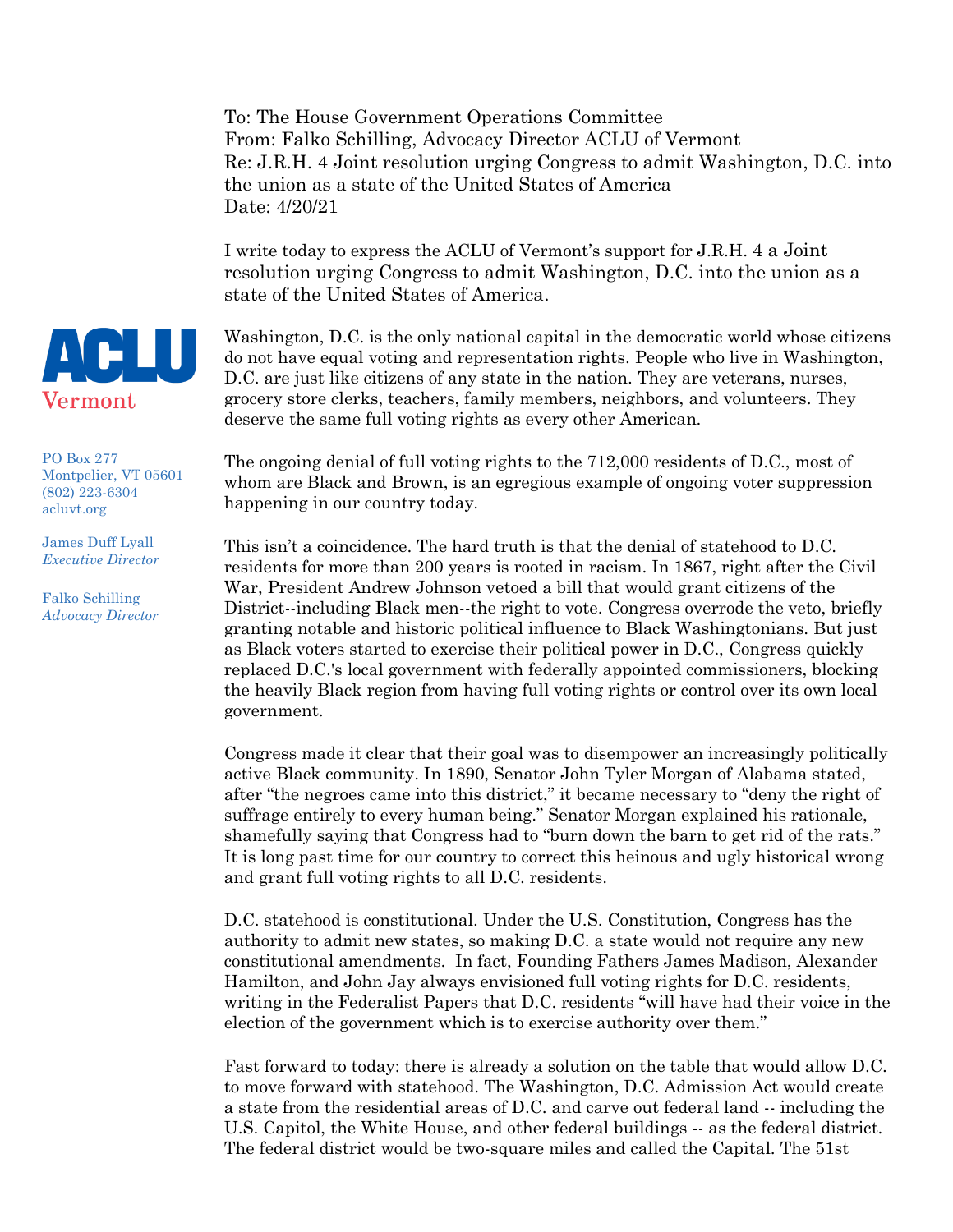To: The House Government Operations Committee
From: Falko Schilling, Advocacy Director ACLU of Vermont
Re: J.R.H. 4 Joint resolution urging Congress to admit Washington, D.C. into the union as a state of the United States of America
Date: 4/20/21

ACLU Vermont

PO Box 277
Montpelier, VT 05601
(802) 223-6304
acluvt.org

James Duff Lyall
*Executive Director*

Falko Schilling
*Advocacy Director*

I write today to express the ACLU of Vermont's support for J.R.H. 4 a Joint resolution urging Congress to admit Washington, D.C. into the union as a state of the United States of America.

Washington, D.C. is the only national capital in the democratic world whose citizens do not have equal voting and representation rights. People who live in Washington, D.C. are just like citizens of any state in the nation. They are veterans, nurses, grocery store clerks, teachers, family members, neighbors, and volunteers. They deserve the same full voting rights as every other American.

The ongoing denial of full voting rights to the 712,000 residents of D.C., most of whom are Black and Brown, is an egregious example of ongoing voter suppression happening in our country today.

This isn't a coincidence. The hard truth is that the denial of statehood to D.C. residents for more than 200 years is rooted in racism. In 1867, right after the Civil War, President Andrew Johnson vetoed a bill that would grant citizens of the District--including Black men--the right to vote. Congress overrode the veto, briefly granting notable and historic political influence to Black Washingtonians. But just as Black voters started to exercise their political power in D.C., Congress quickly replaced D.C.'s local government with federally appointed commissioners, blocking the heavily Black region from having full voting rights or control over its own local government.

Congress made it clear that their goal was to disempower an increasingly politically active Black community. In 1890, Senator John Tyler Morgan of Alabama stated, after "the negroes came into this district," it became necessary to "deny the right of suffrage entirely to every human being." Senator Morgan explained his rationale, shamefully saying that Congress had to "burn down the barn to get rid of the rats." It is long past time for our country to correct this heinous and ugly historical wrong and grant full voting rights to all D.C. residents.

D.C. statehood is constitutional. Under the U.S. Constitution, Congress has the authority to admit new states, so making D.C. a state would not require any new constitutional amendments. In fact, Founding Fathers James Madison, Alexander Hamilton, and John Jay always envisioned full voting rights for D.C. residents, writing in the Federalist Papers that D.C. residents "will have had their voice in the election of the government which is to exercise authority over them."

Fast forward to today: there is already a solution on the table that would allow D.C. to move forward with statehood. The Washington, D.C. Admission Act would create a state from the residential areas of D.C. and carve out federal land -- including the U.S. Capitol, the White House, and other federal buildings -- as the federal district. The federal district would be two-square miles and called the Capital. The 51st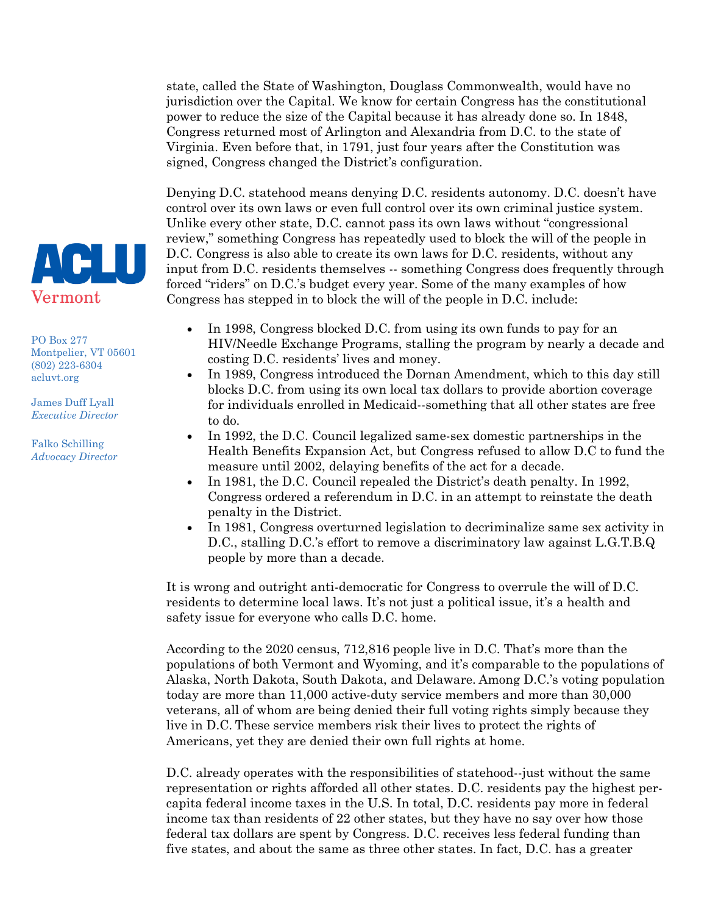ACLU Vermont

PO Box 277
Montpelier, VT 05601
(802) 223-6304
acluvt.org

James Duff Lyall
*Executive Director*

Falko Schilling
*Advocacy Director*

state, called the State of Washington, Douglass Commonwealth, would have no jurisdiction over the Capital. We know for certain Congress has the constitutional power to reduce the size of the Capital because it has already done so. In 1848, Congress returned most of Arlington and Alexandria from D.C. to the state of Virginia. Even before that, in 1791, just four years after the Constitution was signed, Congress changed the District's configuration.

Denying D.C. statehood means denying D.C. residents autonomy. D.C. doesn't have control over its own laws or even full control over its own criminal justice system. Unlike every other state, D.C. cannot pass its own laws without "congressional review," something Congress has repeatedly used to block the will of the people in D.C. Congress is also able to create its own laws for D.C. residents, without any input from D.C. residents themselves -- something Congress does frequently through forced "riders" on D.C.'s budget every year. Some of the many examples of how Congress has stepped in to block the will of the people in D.C. include:

- In 1998, Congress blocked D.C. from using its own funds to pay for an HIV/Needle Exchange Programs, stalling the program by nearly a decade and costing D.C. residents' lives and money.
- In 1989, Congress introduced the Dornan Amendment, which to this day still blocks D.C. from using its own local tax dollars to provide abortion coverage for individuals enrolled in Medicaid--something that all other states are free to do.
- In 1992, the D.C. Council legalized same-sex domestic partnerships in the Health Benefits Expansion Act, but Congress refused to allow D.C to fund the measure until 2002, delaying benefits of the act for a decade.
- In 1981, the D.C. Council repealed the District's death penalty. In 1992, Congress ordered a referendum in D.C. in an attempt to reinstate the death penalty in the District.
- In 1981, Congress overturned legislation to decriminalize same sex activity in D.C., stalling D.C.'s effort to remove a discriminatory law against L.G.T.B.Q people by more than a decade.

It is wrong and outright anti-democratic for Congress to overrule the will of D.C. residents to determine local laws. It's not just a political issue, it's a health and safety issue for everyone who calls D.C. home.

According to the 2020 census, 712,816 people live in D.C. That's more than the populations of both Vermont and Wyoming, and it's comparable to the populations of Alaska, North Dakota, South Dakota, and Delaware. Among D.C.'s voting population today are more than 11,000 active-duty service members and more than 30,000 veterans, all of whom are being denied their full voting rights simply because they live in D.C. These service members risk their lives to protect the rights of Americans, yet they are denied their own full rights at home.

D.C. already operates with the responsibilities of statehood--just without the same representation or rights afforded all other states. D.C. residents pay the highest per-capita federal income taxes in the U.S. In total, D.C. residents pay more in federal income tax than residents of 22 other states, but they have no say over how those federal tax dollars are spent by Congress. D.C. receives less federal funding than five states, and about the same as three other states. In fact, D.C. has a greater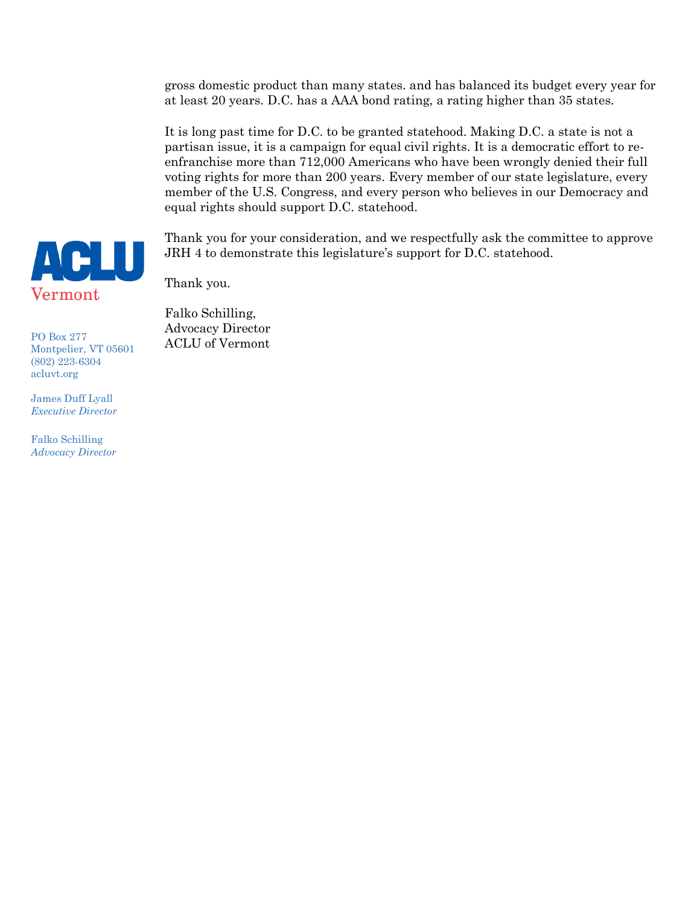gross domestic product than many states. and has balanced its budget every year for at least 20 years. D.C. has a AAA bond rating, a rating higher than 35 states.

It is long past time for D.C. to be granted statehood. Making D.C. a state is not a partisan issue, it is a campaign for equal civil rights. It is a democratic effort to re-enfranchise more than 712,000 Americans who have been wrongly denied their full voting rights for more than 200 years. Every member of our state legislature, every member of the U.S. Congress, and every person who believes in our Democracy and equal rights should support D.C. statehood.

Thank you for your consideration, and we respectfully ask the committee to approve JRH 4 to demonstrate this legislature's support for D.C. statehood.

Thank you.

Falko Schilling,
Advocacy Director
ACLU of Vermont

ACLU
Vermont

PO Box 277
Montpelier, VT 05601
(802) 223-6304
acluvt.org

James Duff Lyall
*Executive Director*

Falko Schilling
*Advocacy Director*